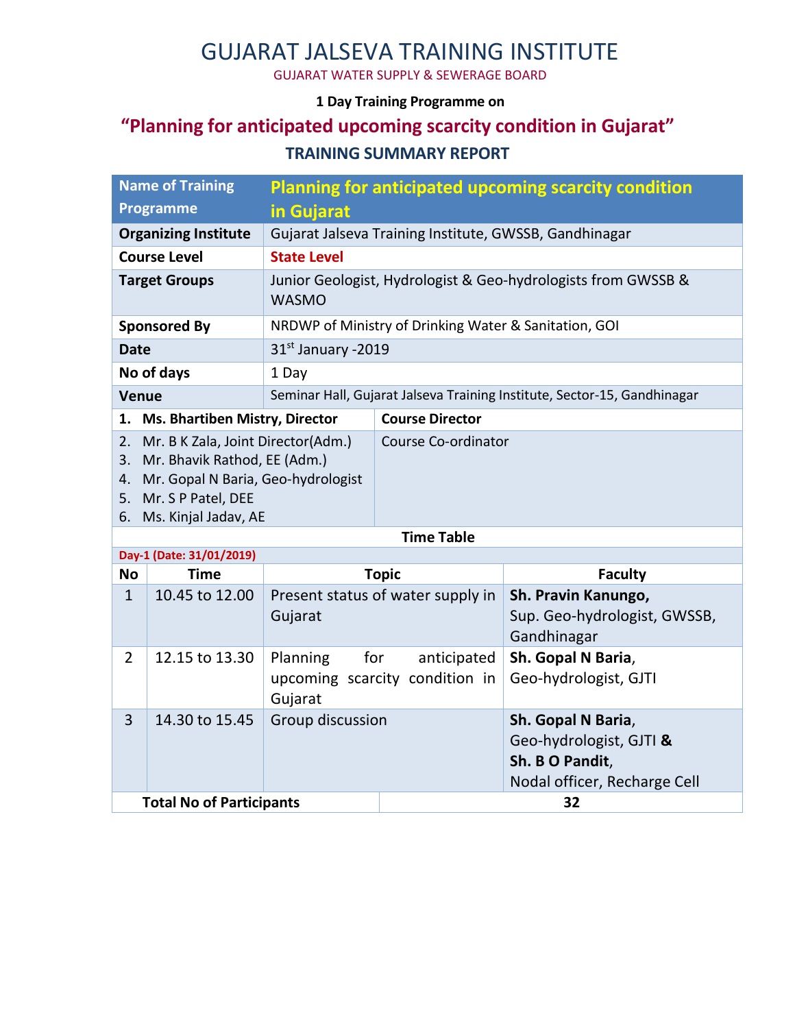# GUJARAT JALSEVA TRAINING INSTITUTE

GUJARAT WATER SUPPLY & SEWERAGE BOARD

**1 Day Training Programme on**

## "Planning for anticipated upcoming scarcity condition in Gujarat"

### TRAINING SUMMARY REPORT

| **Name of Training Programme** | **Planning for anticipated upcoming scarcity condition in Gujarat** |
|---|---|
| **Organizing Institute** | Gujarat Jalseva Training Institute, GWSSB, Gandhinagar |
| **Course Level** | **State Level** |
| **Target Groups** | Junior Geologist, Hydrologist & Geo-hydrologists from GWSSB & WASMO |
| **Sponsored By** | NRDWP of Ministry of Drinking Water & Sanitation, GOI |
| **Date** | 31st January -2019 |
| **No of days** | 1 Day |
| **Venue** | Seminar Hall, Gujarat Jalseva Training Institute, Sector-15, Gandhinagar |
| **1. Ms. Bhartiben Mistry, Director** | **Course Director** |
| 2. Mr. B K Zala, Joint Director(Adm.)<br>3. Mr. Bhavik Rathod, EE (Adm.)<br>4. Mr. Gopal N Baria, Geo-hydrologist<br>5. Mr. S P Patel, DEE<br>6. Ms. Kinjal Jadav, AE | Course Co-ordinator |

**Time Table**

**Day-1 (Date: 31/01/2019)**

| No | Time | Topic | Faculty |
|---|---|---|---|
| 1 | 10.45 to 12.00 | Present status of water supply in Gujarat | **Sh. Pravin Kanungo,**<br>Sup. Geo-hydrologist, GWSSB, Gandhinagar |
| 2 | 12.15 to 13.30 | Planning for anticipated upcoming scarcity condition in Gujarat | **Sh. Gopal N Baria**,<br>Geo-hydrologist, GJTI |
| 3 | 14.30 to 15.45 | Group discussion | **Sh. Gopal N Baria**,<br>Geo-hydrologist, GJTI **&**<br>**Sh. B O Pandit**,<br>Nodal officer, Recharge Cell |

| **Total No of Participants** | **32** |
|---|---|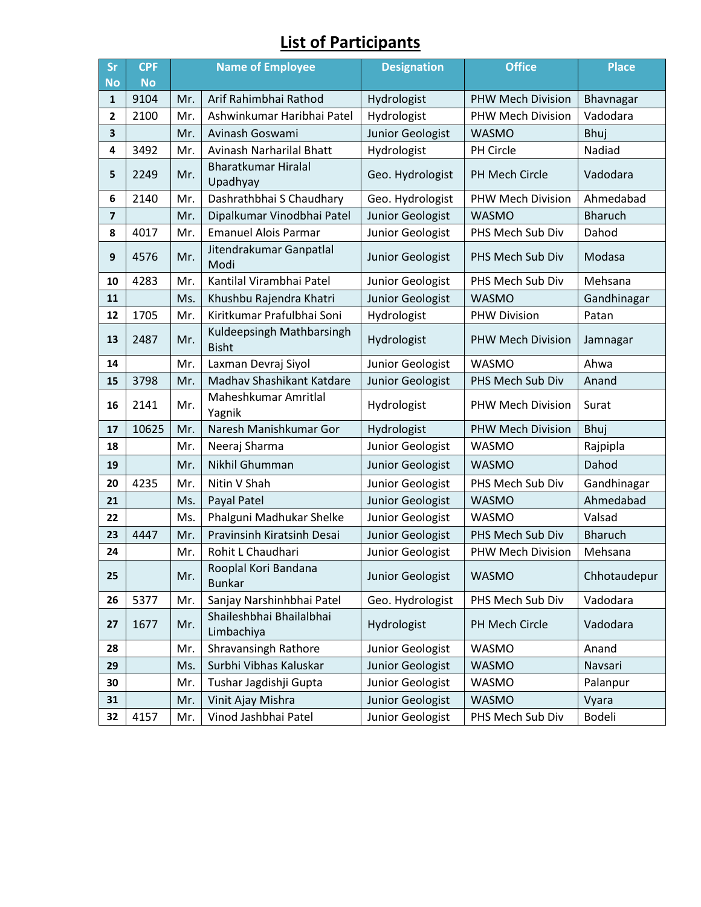# List of Participants

| Sr No | CPF No | Name of Employee | | Designation | Office | Place |
|---|---|---|---|---|---|---|
| 1 | 9104 | Mr. | Arif Rahimbhai Rathod | Hydrologist | PHW Mech Division | Bhavnagar |
| 2 | 2100 | Mr. | Ashwinkumar Haribhai Patel | Hydrologist | PHW Mech Division | Vadodara |
| 3 | | Mr. | Avinash Goswami | Junior Geologist | WASMO | Bhuj |
| 4 | 3492 | Mr. | Avinash Narharilal Bhatt | Hydrologist | PH Circle | Nadiad |
| 5 | 2249 | Mr. | Bharatkumar Hiralal Upadhyay | Geo. Hydrologist | PH Mech Circle | Vadodara |
| 6 | 2140 | Mr. | Dashrathbhai S Chaudhary | Geo. Hydrologist | PHW Mech Division | Ahmedabad |
| 7 | | Mr. | Dipalkumar Vinodbhai Patel | Junior Geologist | WASMO | Bharuch |
| 8 | 4017 | Mr. | Emanuel Alois Parmar | Junior Geologist | PHS Mech Sub Div | Dahod |
| 9 | 4576 | Mr. | Jitendrakumar Ganpatlal Modi | Junior Geologist | PHS Mech Sub Div | Modasa |
| 10 | 4283 | Mr. | Kantilal Virambhai Patel | Junior Geologist | PHS Mech Sub Div | Mehsana |
| 11 | | Ms. | Khushbu Rajendra Khatri | Junior Geologist | WASMO | Gandhinagar |
| 12 | 1705 | Mr. | Kiritkumar Prafulbhai Soni | Hydrologist | PHW Division | Patan |
| 13 | 2487 | Mr. | Kuldeepsingh Mathbarsingh Bisht | Hydrologist | PHW Mech Division | Jamnagar |
| 14 | | Mr. | Laxman Devraj Siyol | Junior Geologist | WASMO | Ahwa |
| 15 | 3798 | Mr. | Madhav Shashikant Katdare | Junior Geologist | PHS Mech Sub Div | Anand |
| 16 | 2141 | Mr. | Maheshkumar Amritlal Yagnik | Hydrologist | PHW Mech Division | Surat |
| 17 | 10625 | Mr. | Naresh Manishkumar Gor | Hydrologist | PHW Mech Division | Bhuj |
| 18 | | Mr. | Neeraj Sharma | Junior Geologist | WASMO | Rajpipla |
| 19 | | Mr. | Nikhil Ghumman | Junior Geologist | WASMO | Dahod |
| 20 | 4235 | Mr. | Nitin V Shah | Junior Geologist | PHS Mech Sub Div | Gandhinagar |
| 21 | | Ms. | Payal Patel | Junior Geologist | WASMO | Ahmedabad |
| 22 | | Ms. | Phalguni Madhukar Shelke | Junior Geologist | WASMO | Valsad |
| 23 | 4447 | Mr. | Pravinsinh Kiratsinh Desai | Junior Geologist | PHS Mech Sub Div | Bharuch |
| 24 | | Mr. | Rohit L Chaudhari | Junior Geologist | PHW Mech Division | Mehsana |
| 25 | | Mr. | Rooplal Kori Bandana Bunkar | Junior Geologist | WASMO | Chhotaudepur |
| 26 | 5377 | Mr. | Sanjay Narshinhbhai Patel | Geo. Hydrologist | PHS Mech Sub Div | Vadodara |
| 27 | 1677 | Mr. | Shaileshbhai Bhailalbhai Limbachiya | Hydrologist | PH Mech Circle | Vadodara |
| 28 | | Mr. | Shravansingh Rathore | Junior Geologist | WASMO | Anand |
| 29 | | Ms. | Surbhi Vibhas Kaluskar | Junior Geologist | WASMO | Navsari |
| 30 | | Mr. | Tushar Jagdishji Gupta | Junior Geologist | WASMO | Palanpur |
| 31 | | Mr. | Vinit Ajay Mishra | Junior Geologist | WASMO | Vyara |
| 32 | 4157 | Mr. | Vinod Jashbhai Patel | Junior Geologist | PHS Mech Sub Div | Bodeli |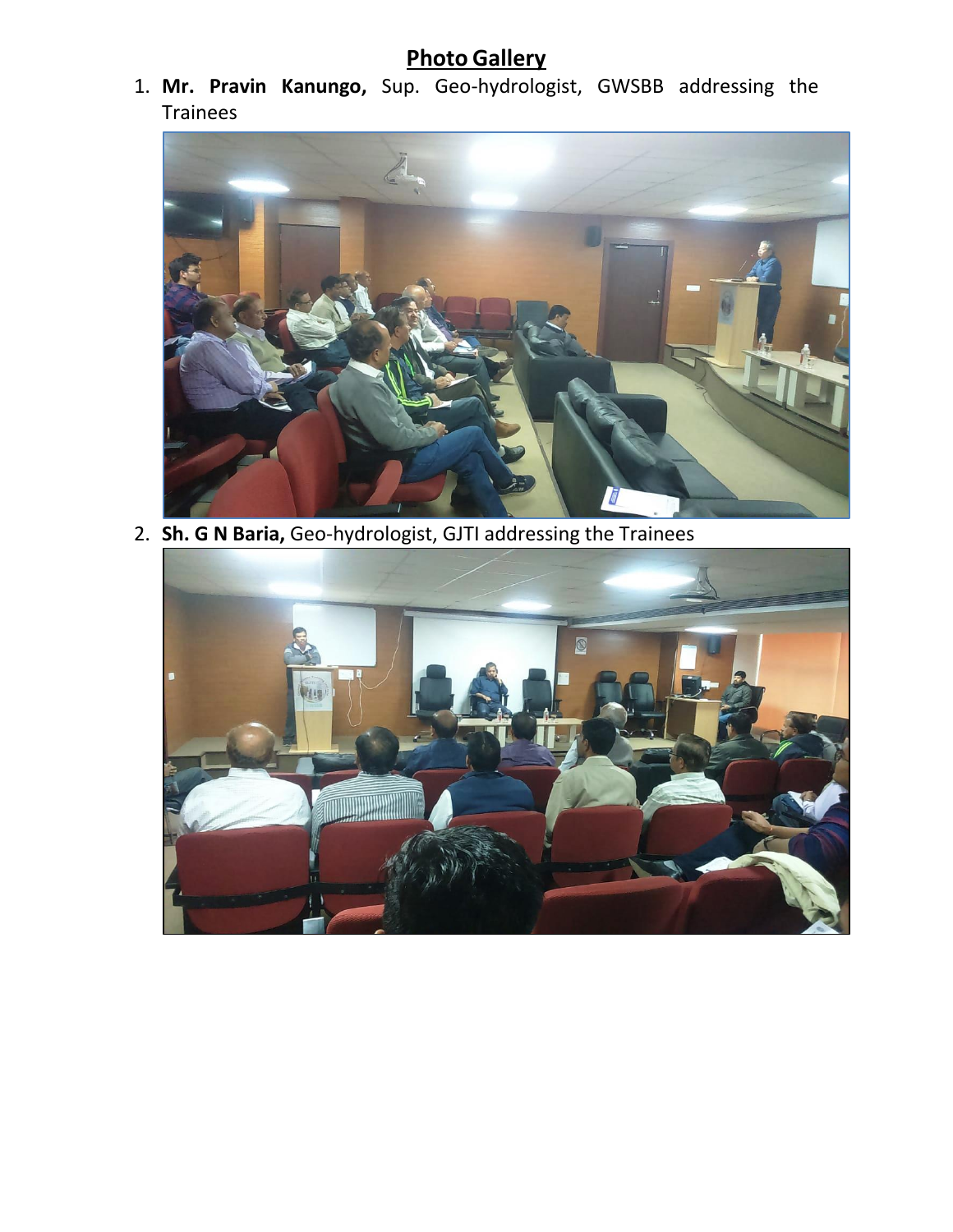# Photo Gallery

1. **Mr. Pravin Kanungo,** Sup. Geo-hydrologist, GWSBB addressing the Trainees

2. **Sh. G N Baria,** Geo-hydrologist, GJTI addressing the Trainees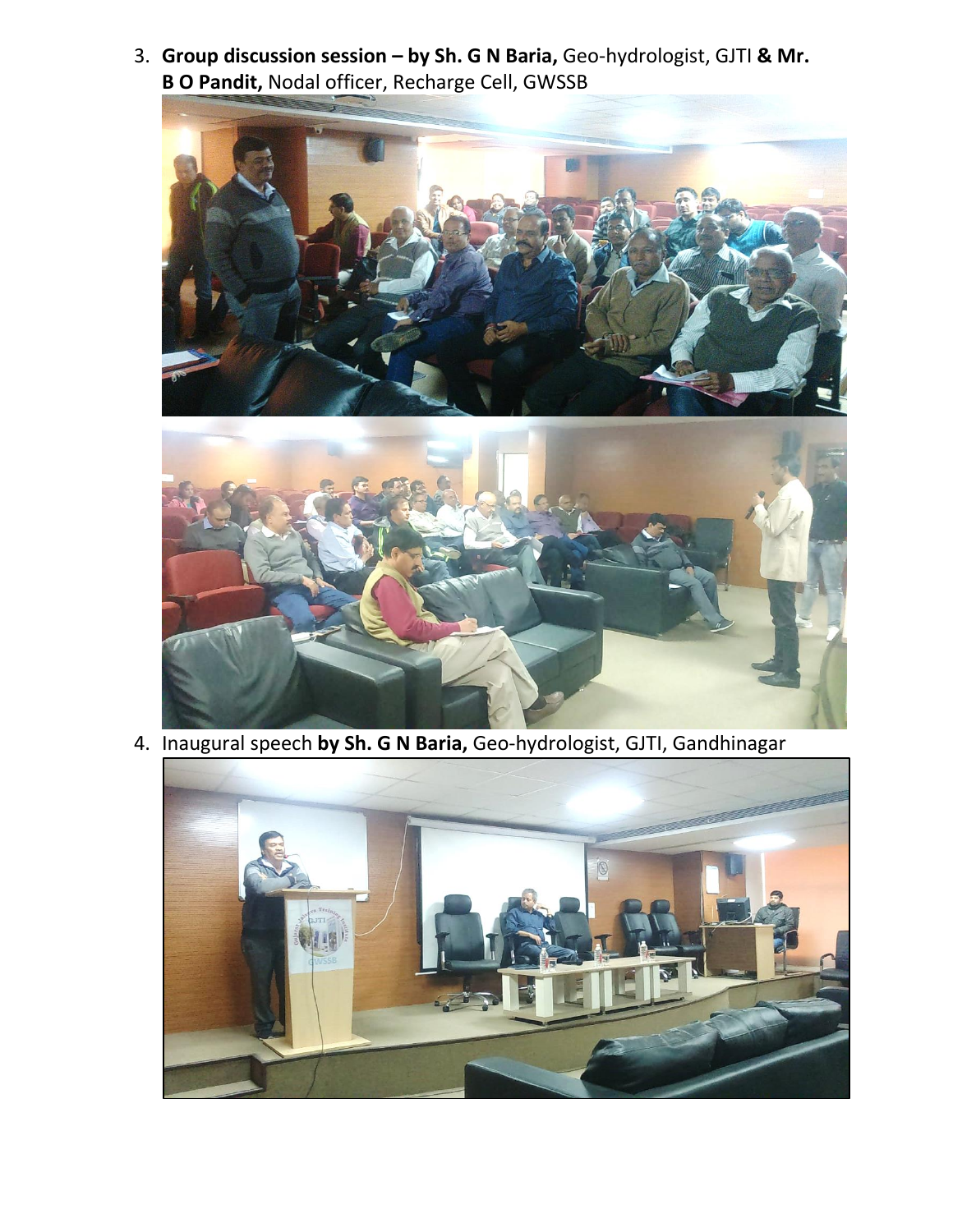3. **Group discussion session – by Sh. G N Baria,** Geo-hydrologist, GJTI **& Mr. B O Pandit,** Nodal officer, Recharge Cell, GWSSB

4. Inaugural speech **by Sh. G N Baria,** Geo-hydrologist, GJTI, Gandhinagar